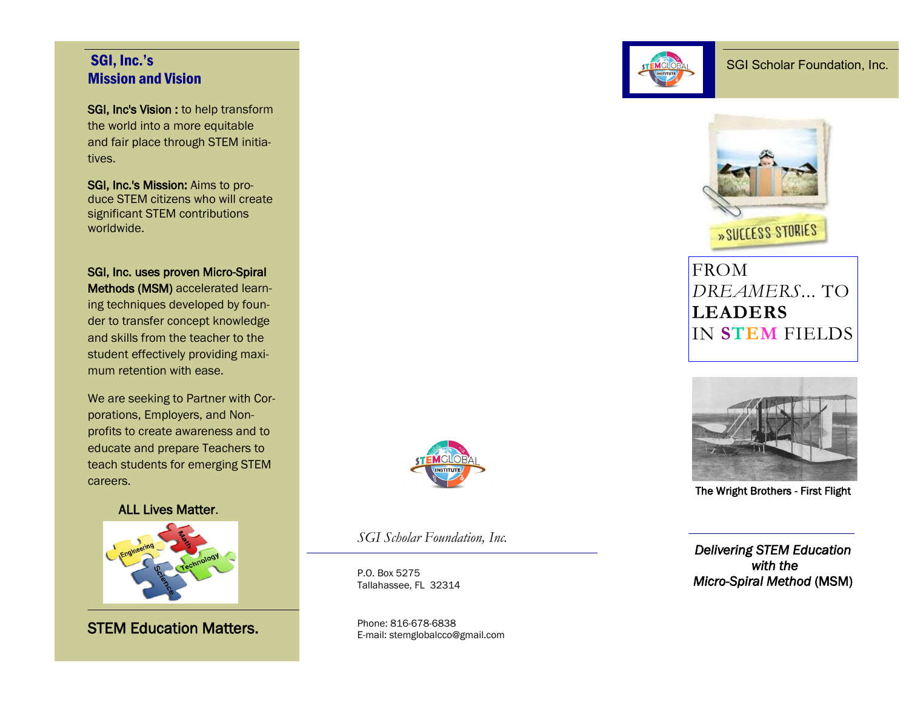## SGI, Inc.'s Mission and Vision

**SGI, Inc's Vision :** to help transform the world into a more equitable and fair place through STEM initiatives.

**SGI, Inc.'s Mission:** Aims to produce STEM citizens who will create significant STEM contributions worldwide.

**SGI, Inc. uses proven Micro-Spiral Methods (MSM)** accelerated learning techniques developed by founder to transfer concept knowledge and skills from the teacher to the student effectively providing maximum retention with ease.

We are seeking to Partner with Corporations, Employers, and Non-profits to create awareness and to educate and prepare Teachers to teach students for emerging STEM careers.

ALL Lives Matter.

STEM Education Matters.

*SGI Scholar Foundation, Inc.*

P.O. Box 5275
Tallahassee, FL 32314

Phone: 816-678-6838
E-mail: stemglobalcco@gmail.com

SGI Scholar Foundation, Inc.

# FROM *DREAMERS*... TO **LEADERS** IN **STEM** FIELDS

The Wright Brothers - First Flight

***Delivering STEM Education with the Micro-Spiral Method* (MSM)**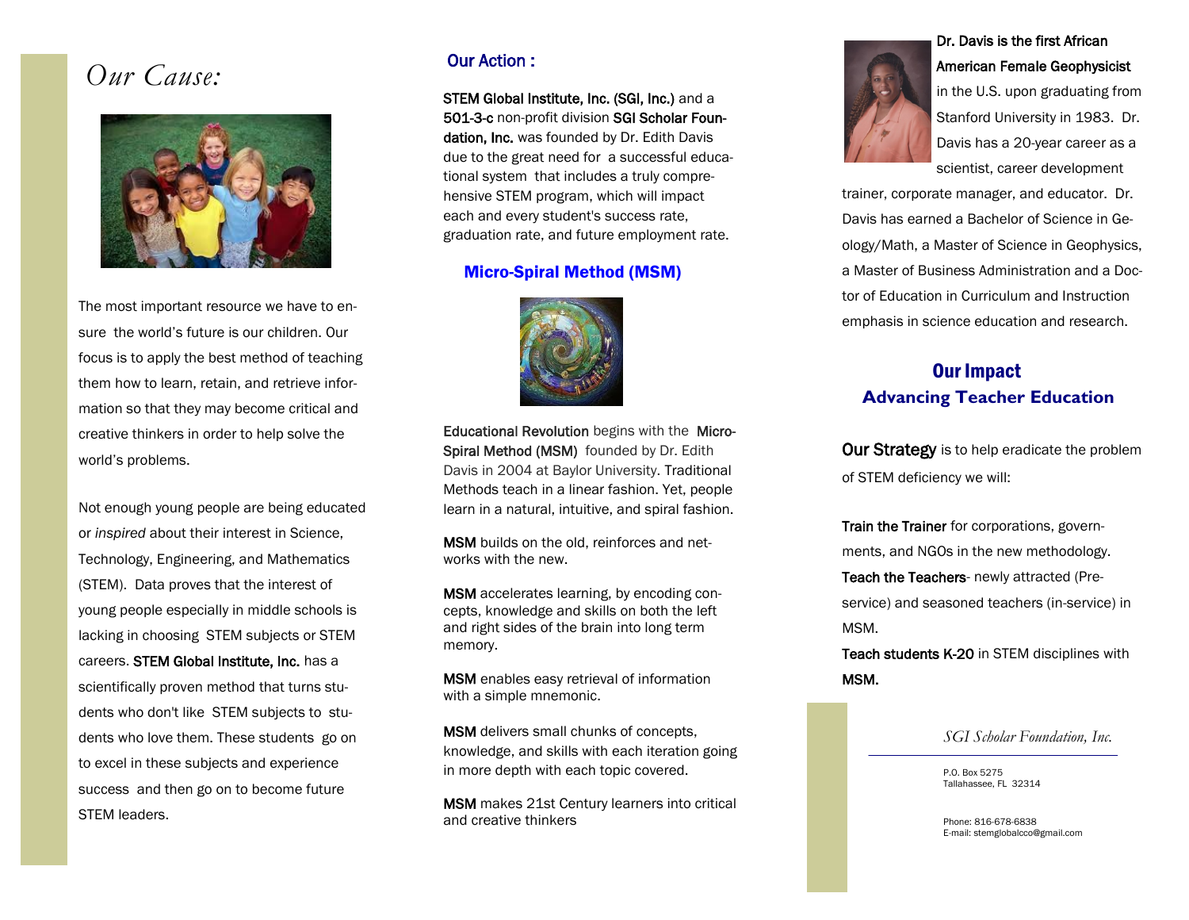# *Our Cause:*

The most important resource we have to ensure the world's future is our children. Our focus is to apply the best method of teaching them how to learn, retain, and retrieve information so that they may become critical and creative thinkers in order to help solve the world's problems.

Not enough young people are being educated or *inspired* about their interest in Science, Technology, Engineering, and Mathematics (STEM). Data proves that the interest of young people especially in middle schools is lacking in choosing STEM subjects or STEM careers. **STEM Global Institute, Inc.** has a scientifically proven method that turns students who don't like STEM subjects to students who love them. These students go on to excel in these subjects and experience success and then go on to become future STEM leaders.

## Our Action :

**STEM Global Institute, Inc. (SGI, Inc.)** and a **501-3-c** non-profit division **SGI Scholar Foundation, Inc.** was founded by Dr. Edith Davis due to the great need for a successful educational system that includes a truly comprehensive STEM program, which will impact each and every student's success rate, graduation rate, and future employment rate.

## Micro-Spiral Method (MSM)

**Educational Revolution** begins with the **Micro-Spiral Method (MSM)** founded by Dr. Edith Davis in 2004 at Baylor University. Traditional Methods teach in a linear fashion. Yet, people learn in a natural, intuitive, and spiral fashion.

**MSM** builds on the old, reinforces and networks with the new.

**MSM** accelerates learning, by encoding concepts, knowledge and skills on both the left and right sides of the brain into long term memory.

**MSM** enables easy retrieval of information with a simple mnemonic.

**MSM** delivers small chunks of concepts, knowledge, and skills with each iteration going in more depth with each topic covered.

**MSM** makes 21st Century learners into critical and creative thinkers

**Dr. Davis is the first African American Female Geophysicist** in the U.S. upon graduating from Stanford University in 1983. Dr. Davis has a 20-year career as a scientist, career development trainer, corporate manager, and educator. Dr. Davis has earned a Bachelor of Science in Geology/Math, a Master of Science in Geophysics, a Master of Business Administration and a Doctor of Education in Curriculum and Instruction emphasis in science education and research.

## Our Impact
## Advancing Teacher Education

**Our Strategy** is to help eradicate the problem of STEM deficiency we will:

**Train the Trainer** for corporations, governments, and NGOs in the new methodology.
**Teach the Teachers**- newly attracted (Pre-service) and seasoned teachers (in-service) in MSM.
**Teach students K-20** in STEM disciplines with **MSM.**

*SGI Scholar Foundation, Inc.*

P.O. Box 5275
Tallahassee, FL 32314

Phone: 816-678-6838
E-mail: stemglobalcco@gmail.com